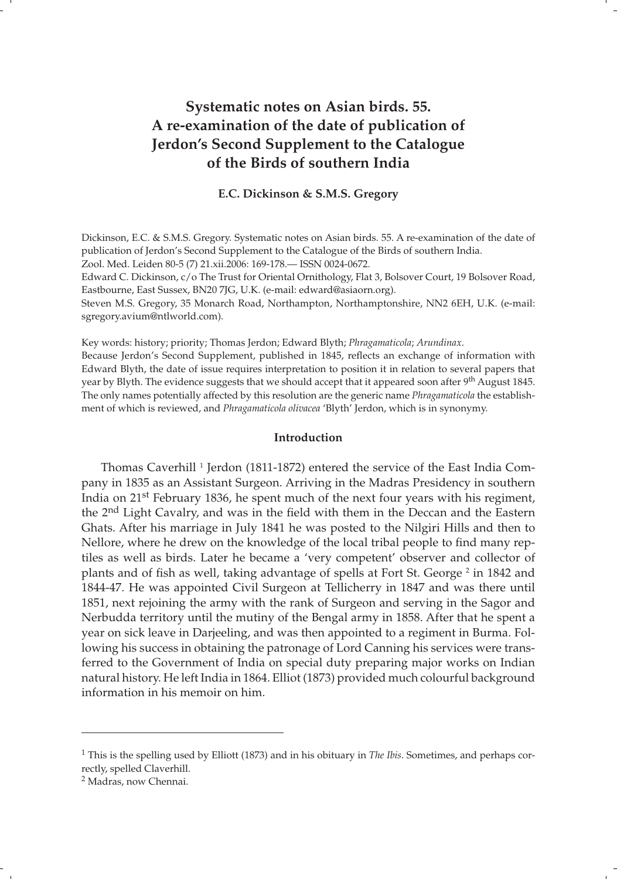# Systematic notes on Asian birds. 55. A re-examination of the date of publication of Jerdon's Second Supplement to the Catalogue of the Birds of southern India

**E.C. Dickinson & S.M.S. Gregory**

Dickinson, E.C. & S.M.S. Gregory. Systematic notes on Asian birds. 55. A re-examination of the date of publication of Jerdon's Second Supplement to the Catalogue of the Birds of southern India.
Zool. Med. Leiden 80-5 (7) 21.xii.2006: 169-178.— ISSN 0024-0672.
Edward C. Dickinson, c/o The Trust for Oriental Ornithology, Flat 3, Bolsover Court, 19 Bolsover Road, Eastbourne, East Sussex, BN20 7JG, U.K. (e-mail: edward@asiaorn.org).
Steven M.S. Gregory, 35 Monarch Road, Northampton, Northamptonshire, NN2 6EH, U.K. (e-mail: sgregory.avium@ntlworld.com).

Key words: history; priority; Thomas Jerdon; Edward Blyth; *Phragamaticola*; *Arundinax*.
Because Jerdon's Second Supplement, published in 1845, reflects an exchange of information with Edward Blyth, the date of issue requires interpretation to position it in relation to several papers that year by Blyth. The evidence suggests that we should accept that it appeared soon after 9th August 1845. The only names potentially affected by this resolution are the generic name *Phragamaticola* the establishment of which is reviewed, and *Phragamaticola olivacea* 'Blyth' Jerdon, which is in synonymy.

### Introduction

Thomas Caverhill [1] Jerdon (1811-1872) entered the service of the East India Company in 1835 as an Assistant Surgeon. Arriving in the Madras Presidency in southern India on 21st February 1836, he spent much of the next four years with his regiment, the 2nd Light Cavalry, and was in the field with them in the Deccan and the Eastern Ghats. After his marriage in July 1841 he was posted to the Nilgiri Hills and then to Nellore, where he drew on the knowledge of the local tribal people to find many reptiles as well as birds. Later he became a 'very competent' observer and collector of plants and of fish as well, taking advantage of spells at Fort St. George [2] in 1842 and 1844-47. He was appointed Civil Surgeon at Tellicherry in 1847 and was there until 1851, next rejoining the army with the rank of Surgeon and serving in the Sagor and Nerbudda territory until the mutiny of the Bengal army in 1858. After that he spent a year on sick leave in Darjeeling, and was then appointed to a regiment in Burma. Following his success in obtaining the patronage of Lord Canning his services were transferred to the Government of India on special duty preparing major works on Indian natural history. He left India in 1864. Elliot (1873) provided much colourful background information in his memoir on him.

[1] This is the spelling used by Elliott (1873) and in his obituary in *The Ibis*. Sometimes, and perhaps correctly, spelled Claverhill.

[2] Madras, now Chennai.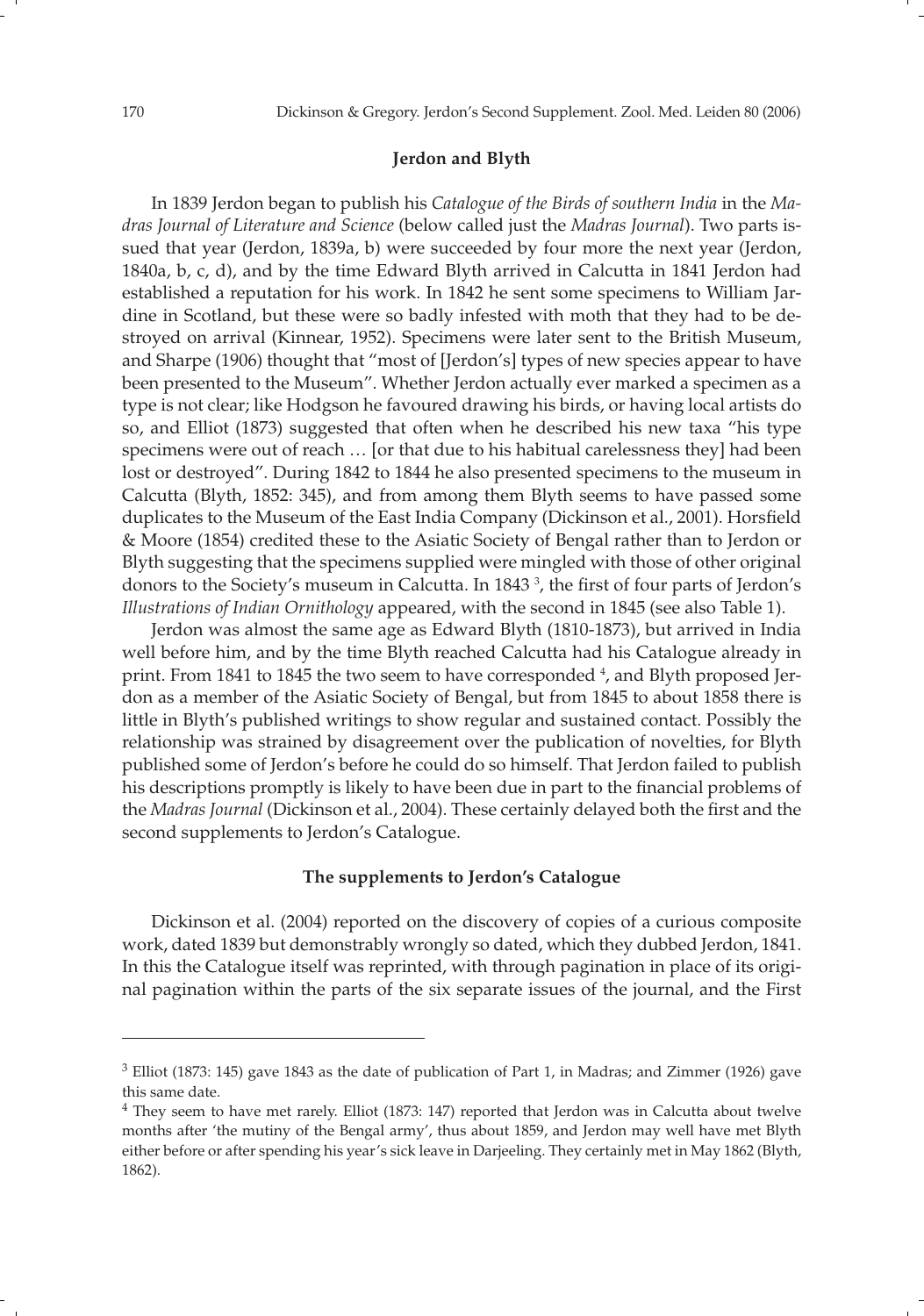## Jerdon and Blyth

In 1839 Jerdon began to publish his *Catalogue of the Birds of southern India* in the *Madras Journal of Literature and Science* (below called just the *Madras Journal*). Two parts issued that year (Jerdon, 1839a, b) were succeeded by four more the next year (Jerdon, 1840a, b, c, d), and by the time Edward Blyth arrived in Calcutta in 1841 Jerdon had established a reputation for his work. In 1842 he sent some specimens to William Jardine in Scotland, but these were so badly infested with moth that they had to be destroyed on arrival (Kinnear, 1952). Specimens were later sent to the British Museum, and Sharpe (1906) thought that "most of [Jerdon's] types of new species appear to have been presented to the Museum". Whether Jerdon actually ever marked a specimen as a type is not clear; like Hodgson he favoured drawing his birds, or having local artists do so, and Elliot (1873) suggested that often when he described his new taxa "his type specimens were out of reach … [or that due to his habitual carelessness they] had been lost or destroyed". During 1842 to 1844 he also presented specimens to the museum in Calcutta (Blyth, 1852: 345), and from among them Blyth seems to have passed some duplicates to the Museum of the East India Company (Dickinson et al., 2001). Horsfield & Moore (1854) credited these to the Asiatic Society of Bengal rather than to Jerdon or Blyth suggesting that the specimens supplied were mingled with those of other original donors to the Society's museum in Calcutta. In 1843 [3], the first of four parts of Jerdon's *Illustrations of Indian Ornithology* appeared, with the second in 1845 (see also Table 1).

Jerdon was almost the same age as Edward Blyth (1810-1873), but arrived in India well before him, and by the time Blyth reached Calcutta had his Catalogue already in print. From 1841 to 1845 the two seem to have corresponded [4], and Blyth proposed Jerdon as a member of the Asiatic Society of Bengal, but from 1845 to about 1858 there is little in Blyth's published writings to show regular and sustained contact. Possibly the relationship was strained by disagreement over the publication of novelties, for Blyth published some of Jerdon's before he could do so himself. That Jerdon failed to publish his descriptions promptly is likely to have been due in part to the financial problems of the *Madras Journal* (Dickinson et al., 2004). These certainly delayed both the first and the second supplements to Jerdon's Catalogue.

## The supplements to Jerdon's Catalogue

Dickinson et al. (2004) reported on the discovery of copies of a curious composite work, dated 1839 but demonstrably wrongly so dated, which they dubbed Jerdon, 1841. In this the Catalogue itself was reprinted, with through pagination in place of its original pagination within the parts of the six separate issues of the journal, and the First

---

[3] Elliot (1873: 145) gave 1843 as the date of publication of Part 1, in Madras; and Zimmer (1926) gave this same date.

[4] They seem to have met rarely. Elliot (1873: 147) reported that Jerdon was in Calcutta about twelve months after 'the mutiny of the Bengal army', thus about 1859, and Jerdon may well have met Blyth either before or after spending his year's sick leave in Darjeeling. They certainly met in May 1862 (Blyth, 1862).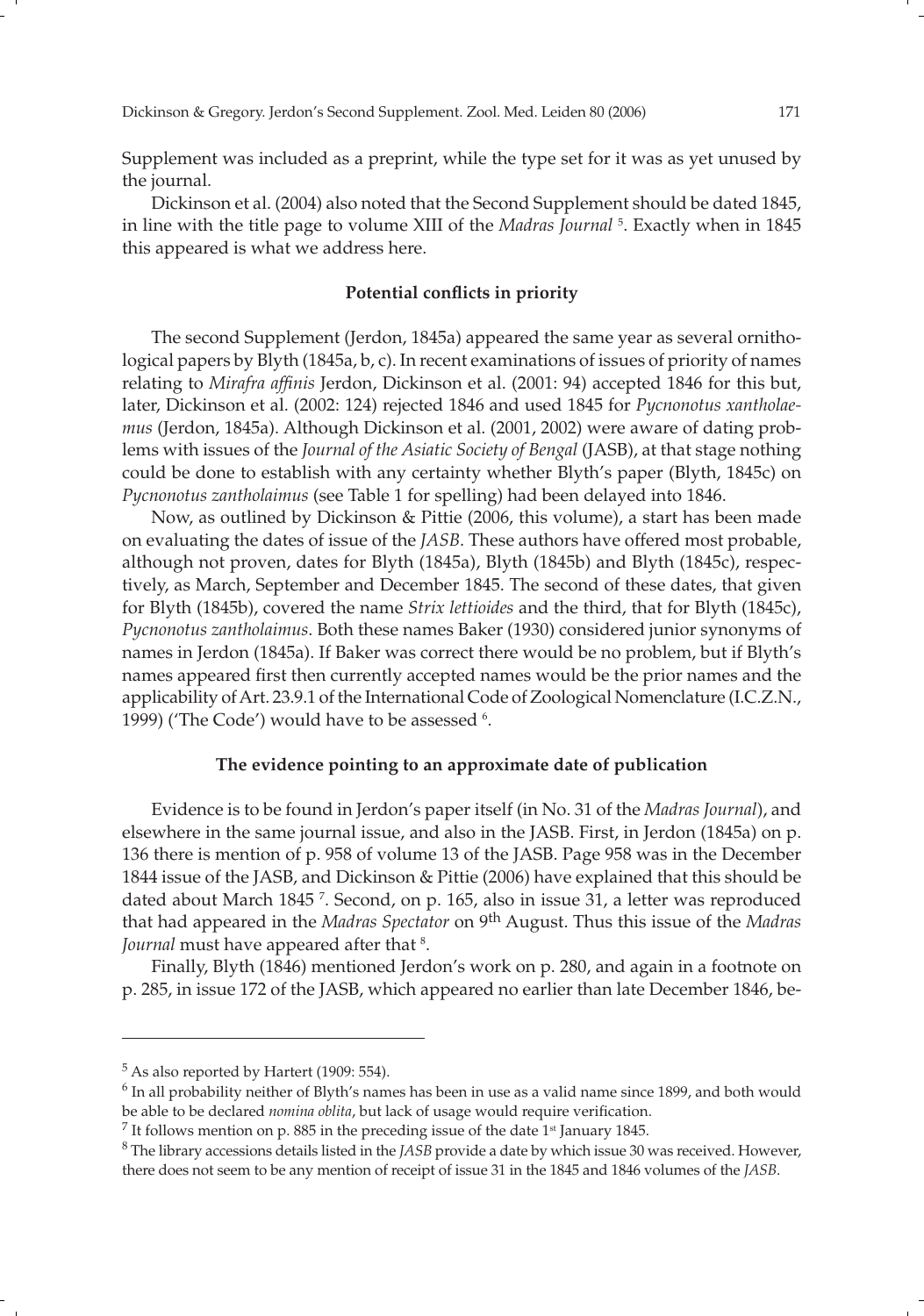Supplement was included as a preprint, while the type set for it was as yet unused by the journal.

Dickinson et al. (2004) also noted that the Second Supplement should be dated 1845, in line with the title page to volume XIII of the *Madras Journal* [5]. Exactly when in 1845 this appeared is what we address here.

## Potential conflicts in priority

The second Supplement (Jerdon, 1845a) appeared the same year as several ornithological papers by Blyth (1845a, b, c). In recent examinations of issues of priority of names relating to *Mirafra affinis* Jerdon, Dickinson et al. (2001: 94) accepted 1846 for this but, later, Dickinson et al. (2002: 124) rejected 1846 and used 1845 for *Pycnonotus xantholaemus* (Jerdon, 1845a). Although Dickinson et al. (2001, 2002) were aware of dating problems with issues of the *Journal of the Asiatic Society of Bengal* (JASB), at that stage nothing could be done to establish with any certainty whether Blyth's paper (Blyth, 1845c) on *Pycnonotus zantholaimus* (see Table 1 for spelling) had been delayed into 1846.

Now, as outlined by Dickinson & Pittie (2006, this volume), a start has been made on evaluating the dates of issue of the *JASB*. These authors have offered most probable, although not proven, dates for Blyth (1845a), Blyth (1845b) and Blyth (1845c), respectively, as March, September and December 1845. The second of these dates, that given for Blyth (1845b), covered the name *Strix lettioides* and the third, that for Blyth (1845c), *Pycnonotus zantholaimus*. Both these names Baker (1930) considered junior synonyms of names in Jerdon (1845a). If Baker was correct there would be no problem, but if Blyth's names appeared first then currently accepted names would be the prior names and the applicability of Art. 23.9.1 of the International Code of Zoological Nomenclature (I.C.Z.N., 1999) ('The Code') would have to be assessed [6].

## The evidence pointing to an approximate date of publication

Evidence is to be found in Jerdon's paper itself (in No. 31 of the *Madras Journal*), and elsewhere in the same journal issue, and also in the JASB. First, in Jerdon (1845a) on p. 136 there is mention of p. 958 of volume 13 of the JASB. Page 958 was in the December 1844 issue of the JASB, and Dickinson & Pittie (2006) have explained that this should be dated about March 1845 [7]. Second, on p. 165, also in issue 31, a letter was reproduced that had appeared in the *Madras Spectator* on 9th August. Thus this issue of the *Madras Journal* must have appeared after that [8].

Finally, Blyth (1846) mentioned Jerdon's work on p. 280, and again in a footnote on p. 285, in issue 172 of the JASB, which appeared no earlier than late December 1846, be-

---

[5] As also reported by Hartert (1909: 554).

[6] In all probability neither of Blyth's names has been in use as a valid name since 1899, and both would be able to be declared *nomina oblita*, but lack of usage would require verification.

[7] It follows mention on p. 885 in the preceding issue of the date 1st January 1845.

[8] The library accessions details listed in the *JASB* provide a date by which issue 30 was received. However, there does not seem to be any mention of receipt of issue 31 in the 1845 and 1846 volumes of the *JASB*.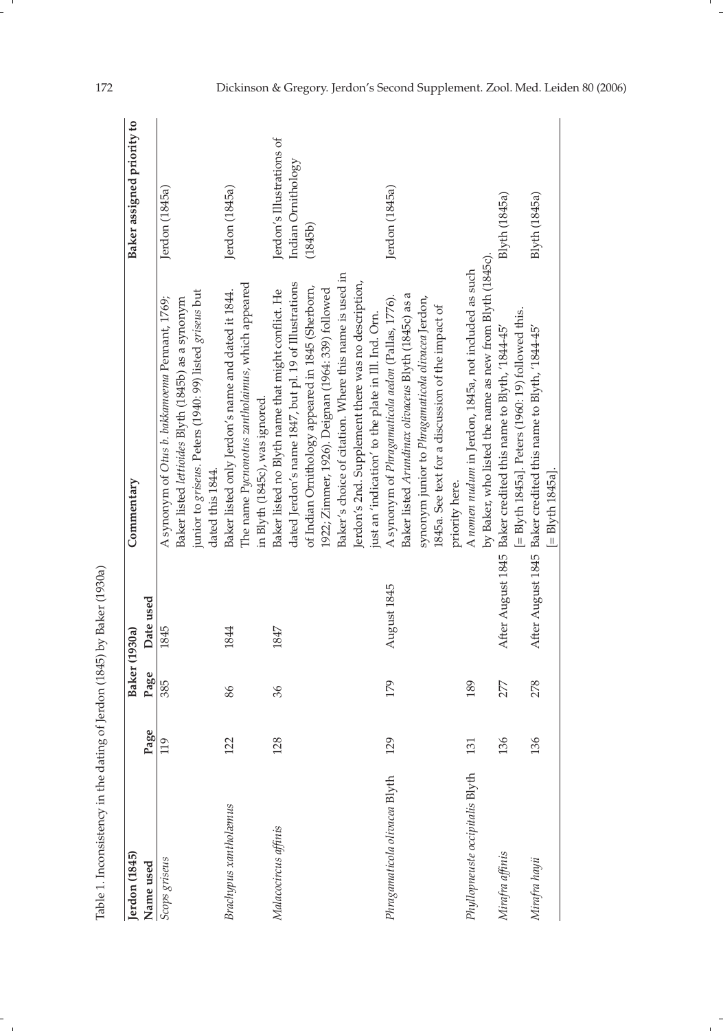Table 1. Inconsistency in the dating of Jerdon (1845) by Baker (1930a)

| Jerdon (1845) | | Baker (1930a) | | Commentary | Baker assigned priority to |
|---|---|---|---|---|---|
| Name used | Page | Page | Date used | | |
| *Scops griseus* | 119 | 385 | 1845 | A synonym of *Otus b. bakkamoena* Pennant, 1769; Baker listed *lettioides* Blyth (1845b) as a synonym junior to *griseus*. Peters (1940: 99) listed *griseus* but dated this 1844. | Jerdon (1845a) |
| *Brachypus xantholæmus* | 122 | 86 | 1844 | Baker listed only Jerdon's name and dated it 1844. The name *Pycnonotus zantholaimus*, which appeared in Blyth (1845c), was ignored. | Jerdon (1845a) |
| *Malacocircus affinis* | 128 | 36 | 1847 | Baker listed no Blyth name that might conflict. He dated Jerdon's name 1847, but pl. 19 of Illustrations of Indian Ornithology appeared in 1845 (Sherborn, 1922; Zimmer, 1926). Deignan (1964: 339) followed Baker's choice of citation. Where this name is used in Jerdon's 2nd. Supplement there was no description, just an 'indication' to the plate in Ill. Ind. Orn. | Jerdon's Illustrations of Indian Ornithology (1845b) |
| *Phragamaticola olivacea* Blyth | 129 | 179 | August 1845 | A synonym of *Phragamaticola aedon* (Pallas, 1776). Baker listed *Arundinax olivaceus* Blyth (1845c) as a synonym junior to *Phragamaticola olivacea* Jerdon, 1845a. See text for a discussion of the impact of priority here. | Jerdon (1845a) |
| *Phyllopneuste occipitalis* Blyth | 131 | 189 | | A *nomen nudum* in Jerdon, 1845a, not included as such by Baker, who listed the name as new from Blyth (1845c). | |
| *Mirafra affinis* | 136 | 277 | After August 1845 | Baker credited this name to Blyth, '1844-45' [= Blyth 1845a]. Peters (1960: 19) followed this. | Blyth (1845a) |
| *Mirafra hayii* | 136 | 278 | After August 1845 | Baker credited this name to Blyth, '1844-45' [= Blyth 1845a]. | Blyth (1845a) |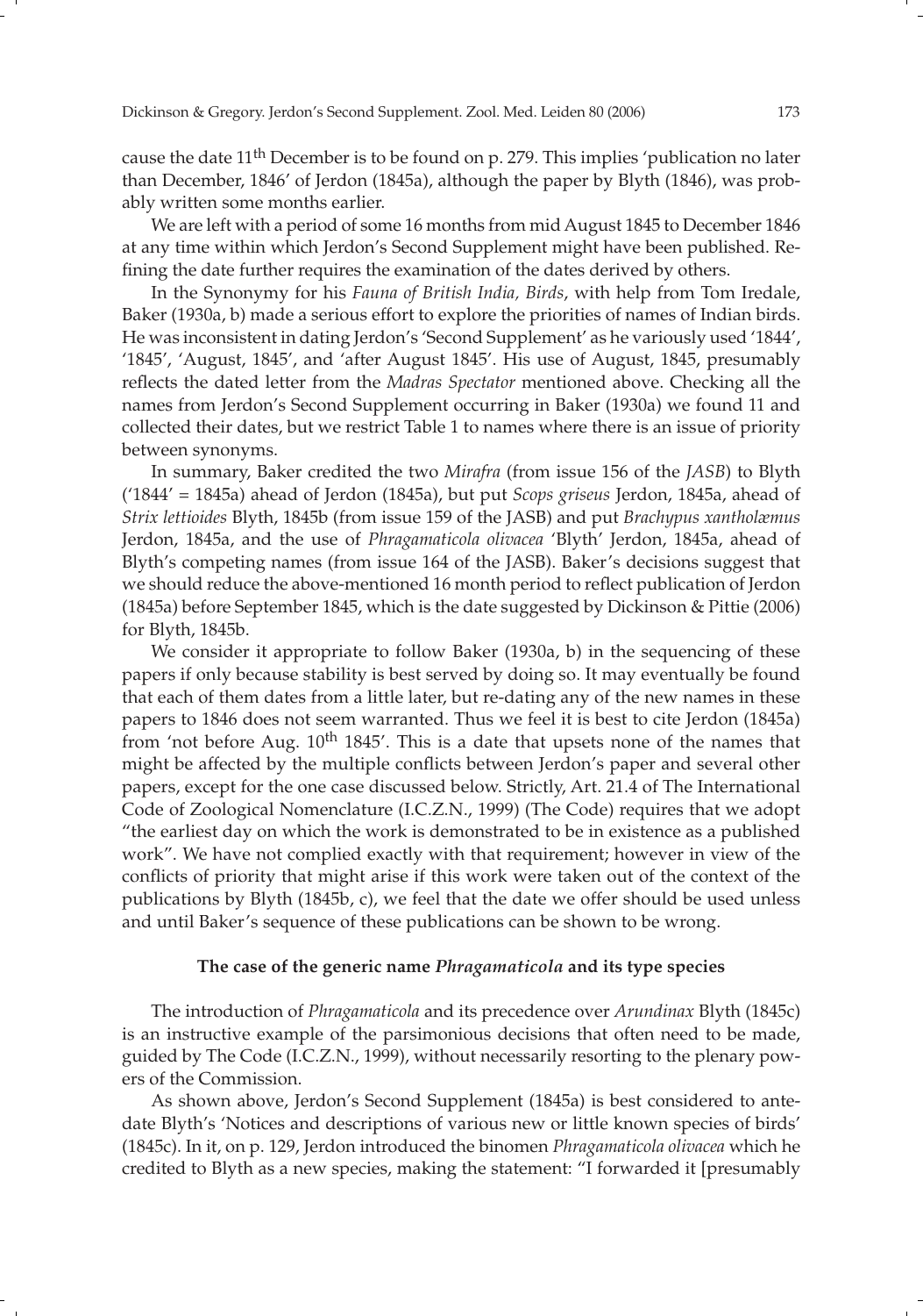cause the date 11th December is to be found on p. 279. This implies 'publication no later than December, 1846' of Jerdon (1845a), although the paper by Blyth (1846), was probably written some months earlier.

We are left with a period of some 16 months from mid August 1845 to December 1846 at any time within which Jerdon's Second Supplement might have been published. Refining the date further requires the examination of the dates derived by others.

In the Synonymy for his *Fauna of British India, Birds*, with help from Tom Iredale, Baker (1930a, b) made a serious effort to explore the priorities of names of Indian birds. He was inconsistent in dating Jerdon's 'Second Supplement' as he variously used '1844', '1845', 'August, 1845', and 'after August 1845'. His use of August, 1845, presumably reflects the dated letter from the *Madras Spectator* mentioned above. Checking all the names from Jerdon's Second Supplement occurring in Baker (1930a) we found 11 and collected their dates, but we restrict Table 1 to names where there is an issue of priority between synonyms.

In summary, Baker credited the two *Mirafra* (from issue 156 of the *JASB*) to Blyth ('1844' = 1845a) ahead of Jerdon (1845a), but put *Scops griseus* Jerdon, 1845a, ahead of *Strix lettioides* Blyth, 1845b (from issue 159 of the JASB) and put *Brachypus xantholæmus* Jerdon, 1845a, and the use of *Phragamaticola olivacea* 'Blyth' Jerdon, 1845a, ahead of Blyth's competing names (from issue 164 of the JASB). Baker's decisions suggest that we should reduce the above-mentioned 16 month period to reflect publication of Jerdon (1845a) before September 1845, which is the date suggested by Dickinson & Pittie (2006) for Blyth, 1845b.

We consider it appropriate to follow Baker (1930a, b) in the sequencing of these papers if only because stability is best served by doing so. It may eventually be found that each of them dates from a little later, but re-dating any of the new names in these papers to 1846 does not seem warranted. Thus we feel it is best to cite Jerdon (1845a) from 'not before Aug. 10th 1845'. This is a date that upsets none of the names that might be affected by the multiple conflicts between Jerdon's paper and several other papers, except for the one case discussed below. Strictly, Art. 21.4 of The International Code of Zoological Nomenclature (I.C.Z.N., 1999) (The Code) requires that we adopt "the earliest day on which the work is demonstrated to be in existence as a published work". We have not complied exactly with that requirement; however in view of the conflicts of priority that might arise if this work were taken out of the context of the publications by Blyth (1845b, c), we feel that the date we offer should be used unless and until Baker's sequence of these publications can be shown to be wrong.

## The case of the generic name *Phragamaticola* and its type species

The introduction of *Phragamaticola* and its precedence over *Arundinax* Blyth (1845c) is an instructive example of the parsimonious decisions that often need to be made, guided by The Code (I.C.Z.N., 1999), without necessarily resorting to the plenary powers of the Commission.

As shown above, Jerdon's Second Supplement (1845a) is best considered to antedate Blyth's 'Notices and descriptions of various new or little known species of birds' (1845c). In it, on p. 129, Jerdon introduced the binomen *Phragamaticola olivacea* which he credited to Blyth as a new species, making the statement: "I forwarded it [presumably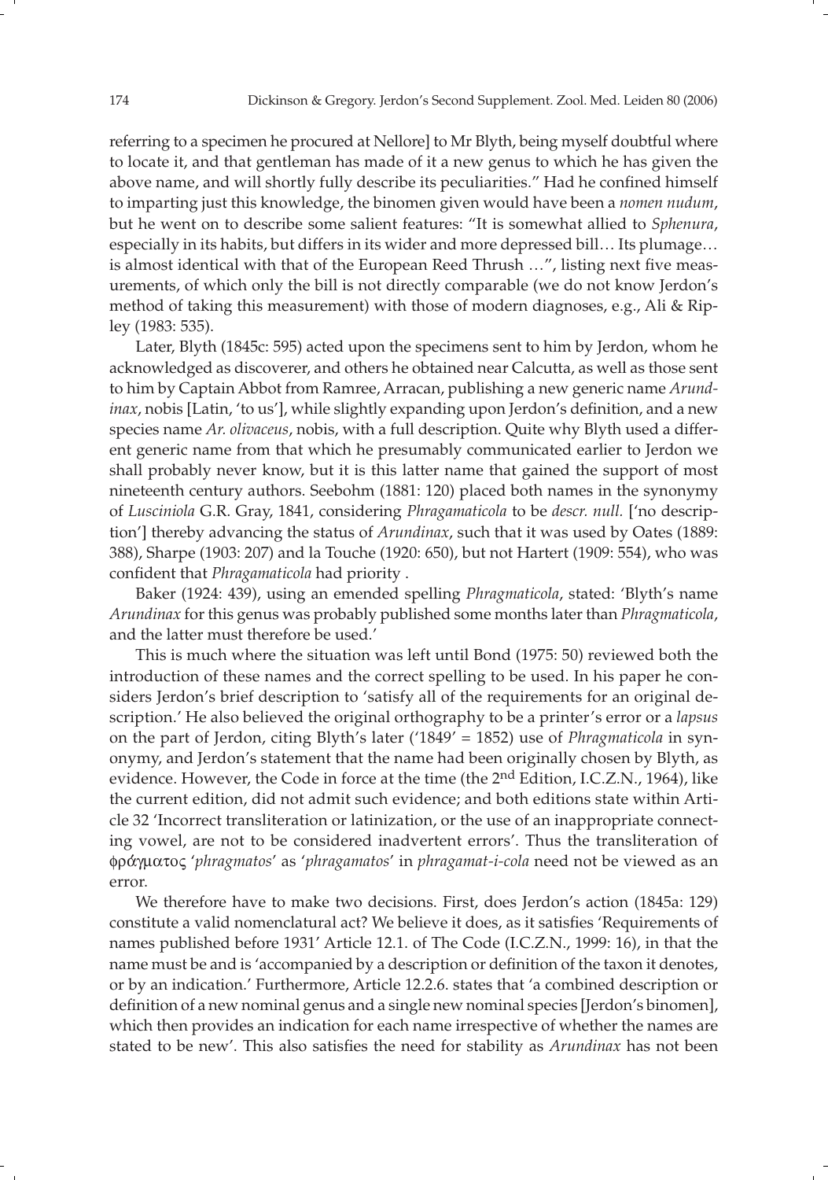referring to a specimen he procured at Nellore] to Mr Blyth, being myself doubtful where to locate it, and that gentleman has made of it a new genus to which he has given the above name, and will shortly fully describe its peculiarities." Had he confined himself to imparting just this knowledge, the binomen given would have been a *nomen nudum*, but he went on to describe some salient features: "It is somewhat allied to *Sphenura*, especially in its habits, but differs in its wider and more depressed bill… Its plumage… is almost identical with that of the European Reed Thrush …", listing next five measurements, of which only the bill is not directly comparable (we do not know Jerdon's method of taking this measurement) with those of modern diagnoses, e.g., Ali & Ripley (1983: 535).

Later, Blyth (1845c: 595) acted upon the specimens sent to him by Jerdon, whom he acknowledged as discoverer, and others he obtained near Calcutta, as well as those sent to him by Captain Abbot from Ramree, Arracan, publishing a new generic name *Arundinax*, nobis [Latin, 'to us'], while slightly expanding upon Jerdon's definition, and a new species name *Ar. olivaceus*, nobis, with a full description. Quite why Blyth used a different generic name from that which he presumably communicated earlier to Jerdon we shall probably never know, but it is this latter name that gained the support of most nineteenth century authors. Seebohm (1881: 120) placed both names in the synonymy of *Lusciniola* G.R. Gray, 1841, considering *Phragamaticola* to be *descr. null.* ['no description'] thereby advancing the status of *Arundinax*, such that it was used by Oates (1889: 388), Sharpe (1903: 207) and la Touche (1920: 650), but not Hartert (1909: 554), who was confident that *Phragamaticola* had priority .

Baker (1924: 439), using an emended spelling *Phragmaticola*, stated: 'Blyth's name *Arundinax* for this genus was probably published some months later than *Phragmaticola*, and the latter must therefore be used.'

This is much where the situation was left until Bond (1975: 50) reviewed both the introduction of these names and the correct spelling to be used. In his paper he considers Jerdon's brief description to 'satisfy all of the requirements for an original description.' He also believed the original orthography to be a printer's error or a *lapsus* on the part of Jerdon, citing Blyth's later ('1849' = 1852) use of *Phragmaticola* in synonymy, and Jerdon's statement that the name had been originally chosen by Blyth, as evidence. However, the Code in force at the time (the 2nd Edition, I.C.Z.N., 1964), like the current edition, did not admit such evidence; and both editions state within Article 32 'Incorrect transliteration or latinization, or the use of an inappropriate connecting vowel, are not to be considered inadvertent errors'. Thus the transliteration of φράγματος '*phragmatos*' as '*phragamatos*' in *phragamat-i-cola* need not be viewed as an error.

We therefore have to make two decisions. First, does Jerdon's action (1845a: 129) constitute a valid nomenclatural act? We believe it does, as it satisfies 'Requirements of names published before 1931' Article 12.1. of The Code (I.C.Z.N., 1999: 16), in that the name must be and is 'accompanied by a description or definition of the taxon it denotes, or by an indication.' Furthermore, Article 12.2.6. states that 'a combined description or definition of a new nominal genus and a single new nominal species [Jerdon's binomen], which then provides an indication for each name irrespective of whether the names are stated to be new'. This also satisfies the need for stability as *Arundinax* has not been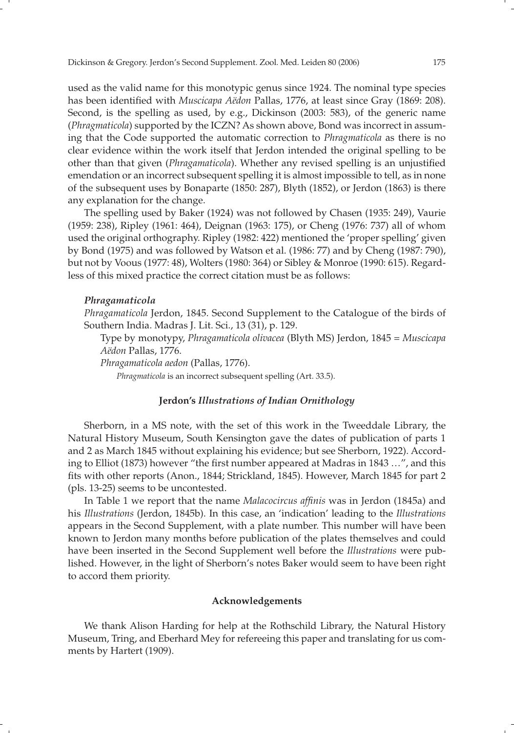used as the valid name for this monotypic genus since 1924. The nominal type species has been identified with *Muscicapa Aëdon* Pallas, 1776, at least since Gray (1869: 208). Second, is the spelling as used, by e.g., Dickinson (2003: 583), of the generic name (*Phragmaticola*) supported by the ICZN? As shown above, Bond was incorrect in assuming that the Code supported the automatic correction to *Phragmaticola* as there is no clear evidence within the work itself that Jerdon intended the original spelling to be other than that given (*Phragamaticola*). Whether any revised spelling is an unjustified emendation or an incorrect subsequent spelling it is almost impossible to tell, as in none of the subsequent uses by Bonaparte (1850: 287), Blyth (1852), or Jerdon (1863) is there any explanation for the change.

The spelling used by Baker (1924) was not followed by Chasen (1935: 249), Vaurie (1959: 238), Ripley (1961: 464), Deignan (1963: 175), or Cheng (1976: 737) all of whom used the original orthography. Ripley (1982: 422) mentioned the 'proper spelling' given by Bond (1975) and was followed by Watson et al. (1986: 77) and by Cheng (1987: 790), but not by Voous (1977: 48), Wolters (1980: 364) or Sibley & Monroe (1990: 615). Regardless of this mixed practice the correct citation must be as follows:

***Phragamaticola***

*Phragamaticola* Jerdon, 1845. Second Supplement to the Catalogue of the birds of Southern India. Madras J. Lit. Sci., 13 (31), p. 129.

Type by monotypy, *Phragamaticola olivacea* (Blyth MS) Jerdon, 1845 = *Muscicapa Aëdon* Pallas, 1776.

*Phragamaticola aedon* (Pallas, 1776).

*Phragmaticola* is an incorrect subsequent spelling (Art. 33.5).

## Jerdon's *Illustrations of Indian Ornithology*

Sherborn, in a MS note, with the set of this work in the Tweeddale Library, the Natural History Museum, South Kensington gave the dates of publication of parts 1 and 2 as March 1845 without explaining his evidence; but see Sherborn, 1922). According to Elliot (1873) however "the first number appeared at Madras in 1843 …", and this fits with other reports (Anon., 1844; Strickland, 1845). However, March 1845 for part 2 (pls. 13-25) seems to be uncontested.

In Table 1 we report that the name *Malacocircus affinis* was in Jerdon (1845a) and his *Illustrations* (Jerdon, 1845b). In this case, an 'indication' leading to the *Illustrations* appears in the Second Supplement, with a plate number. This number will have been known to Jerdon many months before publication of the plates themselves and could have been inserted in the Second Supplement well before the *Illustrations* were published. However, in the light of Sherborn's notes Baker would seem to have been right to accord them priority.

## Acknowledgements

We thank Alison Harding for help at the Rothschild Library, the Natural History Museum, Tring, and Eberhard Mey for refereeing this paper and translating for us comments by Hartert (1909).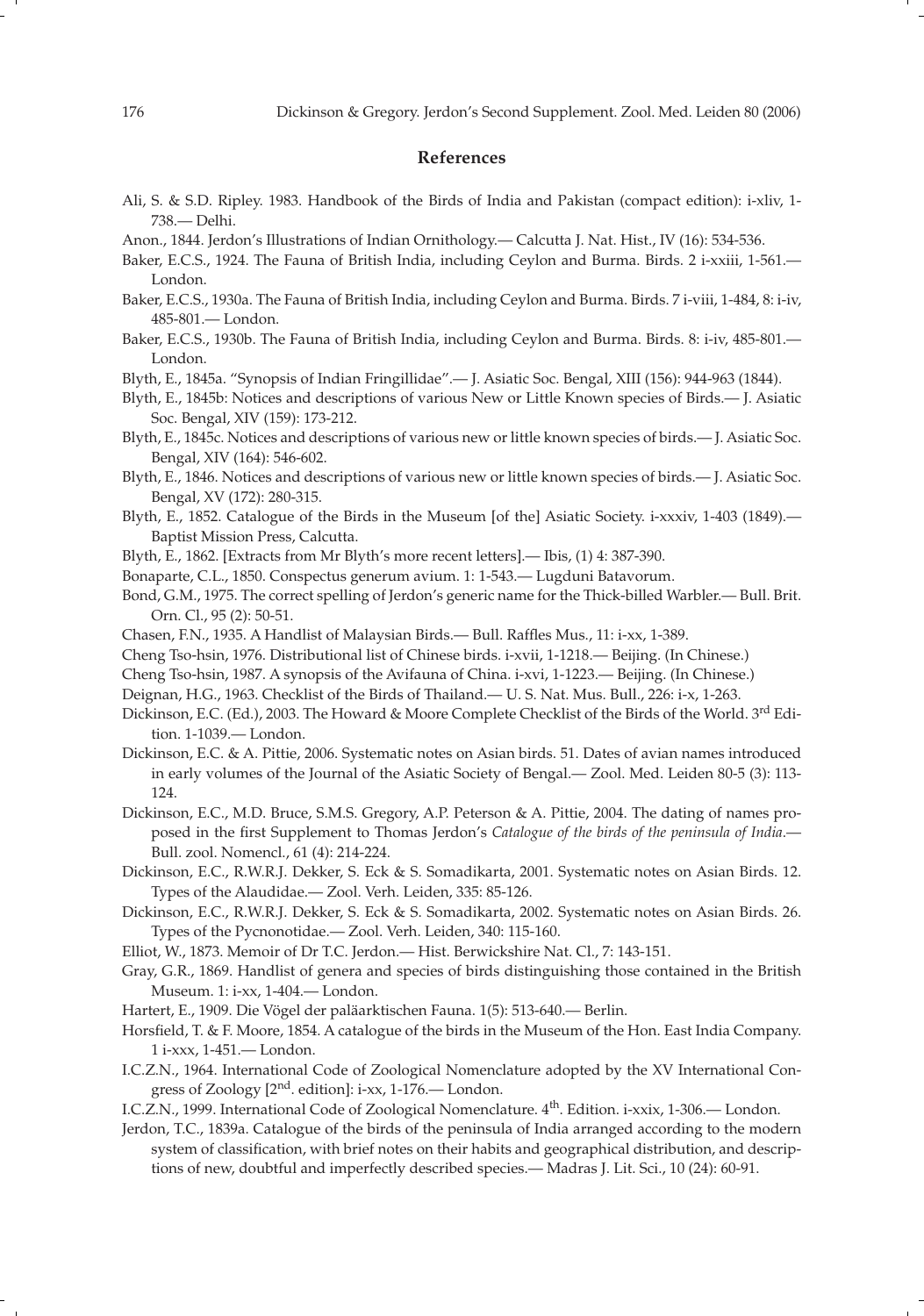## References

Ali, S. & S.D. Ripley. 1983. Handbook of the Birds of India and Pakistan (compact edition): i-xliv, 1-738.— Delhi.

Anon., 1844. Jerdon's Illustrations of Indian Ornithology.— Calcutta J. Nat. Hist., IV (16): 534-536.

Baker, E.C.S., 1924. The Fauna of British India, including Ceylon and Burma. Birds. 2 i-xxiii, 1-561.— London.

Baker, E.C.S., 1930a. The Fauna of British India, including Ceylon and Burma. Birds. 7 i-viii, 1-484, 8: i-iv, 485-801.— London.

Baker, E.C.S., 1930b. The Fauna of British India, including Ceylon and Burma. Birds. 8: i-iv, 485-801.— London.

Blyth, E., 1845a. "Synopsis of Indian Fringillidae".— J. Asiatic Soc. Bengal, XIII (156): 944-963 (1844).

Blyth, E., 1845b: Notices and descriptions of various New or Little Known species of Birds.— J. Asiatic Soc. Bengal, XIV (159): 173-212.

Blyth, E., 1845c. Notices and descriptions of various new or little known species of birds.— J. Asiatic Soc. Bengal, XIV (164): 546-602.

Blyth, E., 1846. Notices and descriptions of various new or little known species of birds.— J. Asiatic Soc. Bengal, XV (172): 280-315.

Blyth, E., 1852. Catalogue of the Birds in the Museum [of the] Asiatic Society. i-xxxiv, 1-403 (1849).— Baptist Mission Press, Calcutta.

Blyth, E., 1862. [Extracts from Mr Blyth's more recent letters].— Ibis, (1) 4: 387-390.

Bonaparte, C.L., 1850. Conspectus generum avium. 1: 1-543.— Lugduni Batavorum.

Bond, G.M., 1975. The correct spelling of Jerdon's generic name for the Thick-billed Warbler.— Bull. Brit. Orn. Cl., 95 (2): 50-51.

Chasen, F.N., 1935. A Handlist of Malaysian Birds.— Bull. Raffles Mus., 11: i-xx, 1-389.

Cheng Tso-hsin, 1976. Distributional list of Chinese birds. i-xvii, 1-1218.— Beijing. (In Chinese.)

Cheng Tso-hsin, 1987. A synopsis of the Avifauna of China. i-xvi, 1-1223.— Beijing. (In Chinese.)

Deignan, H.G., 1963. Checklist of the Birds of Thailand.— U. S. Nat. Mus. Bull., 226: i-x, 1-263.

Dickinson, E.C. (Ed.), 2003. The Howard & Moore Complete Checklist of the Birds of the World. 3rd Edition. 1-1039.— London.

Dickinson, E.C. & A. Pittie, 2006. Systematic notes on Asian birds. 51. Dates of avian names introduced in early volumes of the Journal of the Asiatic Society of Bengal.— Zool. Med. Leiden 80-5 (3): 113-124.

Dickinson, E.C., M.D. Bruce, S.M.S. Gregory, A.P. Peterson & A. Pittie, 2004. The dating of names proposed in the first Supplement to Thomas Jerdon's *Catalogue of the birds of the peninsula of India*.— Bull. zool. Nomencl., 61 (4): 214-224.

Dickinson, E.C., R.W.R.J. Dekker, S. Eck & S. Somadikarta, 2001. Systematic notes on Asian Birds. 12. Types of the Alaudidae.— Zool. Verh. Leiden, 335: 85-126.

Dickinson, E.C., R.W.R.J. Dekker, S. Eck & S. Somadikarta, 2002. Systematic notes on Asian Birds. 26. Types of the Pycnonotidae.— Zool. Verh. Leiden, 340: 115-160.

Elliot, W., 1873. Memoir of Dr T.C. Jerdon.— Hist. Berwickshire Nat. Cl., 7: 143-151.

Gray, G.R., 1869. Handlist of genera and species of birds distinguishing those contained in the British Museum. 1: i-xx, 1-404.— London.

Hartert, E., 1909. Die Vögel der paläarktischen Fauna. 1(5): 513-640.— Berlin.

Horsfield, T. & F. Moore, 1854. A catalogue of the birds in the Museum of the Hon. East India Company. 1 i-xxx, 1-451.— London.

I.C.Z.N., 1964. International Code of Zoological Nomenclature adopted by the XV International Congress of Zoology [2nd. edition]: i-xx, 1-176.— London.

I.C.Z.N., 1999. International Code of Zoological Nomenclature. 4th. Edition. i-xxix, 1-306.— London.

Jerdon, T.C., 1839a. Catalogue of the birds of the peninsula of India arranged according to the modern system of classification, with brief notes on their habits and geographical distribution, and descriptions of new, doubtful and imperfectly described species.— Madras J. Lit. Sci., 10 (24): 60-91.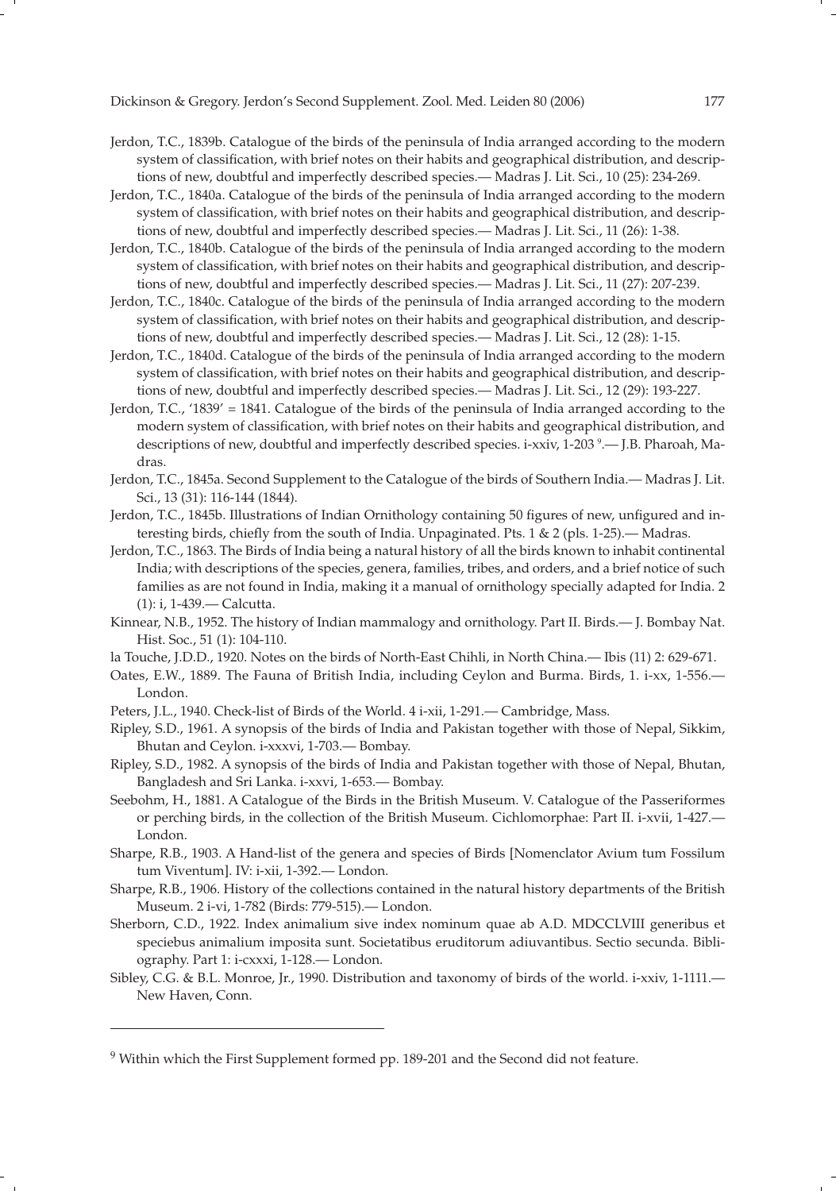Jerdon, T.C., 1839b. Catalogue of the birds of the peninsula of India arranged according to the modern system of classification, with brief notes on their habits and geographical distribution, and descriptions of new, doubtful and imperfectly described species.— Madras J. Lit. Sci., 10 (25): 234-269.

Jerdon, T.C., 1840a. Catalogue of the birds of the peninsula of India arranged according to the modern system of classification, with brief notes on their habits and geographical distribution, and descriptions of new, doubtful and imperfectly described species.— Madras J. Lit. Sci., 11 (26): 1-38.

Jerdon, T.C., 1840b. Catalogue of the birds of the peninsula of India arranged according to the modern system of classification, with brief notes on their habits and geographical distribution, and descriptions of new, doubtful and imperfectly described species.— Madras J. Lit. Sci., 11 (27): 207-239.

Jerdon, T.C., 1840c. Catalogue of the birds of the peninsula of India arranged according to the modern system of classification, with brief notes on their habits and geographical distribution, and descriptions of new, doubtful and imperfectly described species.— Madras J. Lit. Sci., 12 (28): 1-15.

Jerdon, T.C., 1840d. Catalogue of the birds of the peninsula of India arranged according to the modern system of classification, with brief notes on their habits and geographical distribution, and descriptions of new, doubtful and imperfectly described species.— Madras J. Lit. Sci., 12 (29): 193-227.

Jerdon, T.C., '1839' = 1841. Catalogue of the birds of the peninsula of India arranged according to the modern system of classification, with brief notes on their habits and geographical distribution, and descriptions of new, doubtful and imperfectly described species. i-xxiv, 1-203 [9].— J.B. Pharoah, Madras.

Jerdon, T.C., 1845a. Second Supplement to the Catalogue of the birds of Southern India.— Madras J. Lit. Sci., 13 (31): 116-144 (1844).

Jerdon, T.C., 1845b. Illustrations of Indian Ornithology containing 50 figures of new, unfigured and interesting birds, chiefly from the south of India. Unpaginated. Pts. 1 & 2 (pls. 1-25).— Madras.

Jerdon, T.C., 1863. The Birds of India being a natural history of all the birds known to inhabit continental India; with descriptions of the species, genera, families, tribes, and orders, and a brief notice of such families as are not found in India, making it a manual of ornithology specially adapted for India. 2 (1): i, 1-439.— Calcutta.

Kinnear, N.B., 1952. The history of Indian mammalogy and ornithology. Part II. Birds.— J. Bombay Nat. Hist. Soc., 51 (1): 104-110.

la Touche, J.D.D., 1920. Notes on the birds of North-East Chihli, in North China.— Ibis (11) 2: 629-671.

Oates, E.W., 1889. The Fauna of British India, including Ceylon and Burma. Birds, 1. i-xx, 1-556.— London.

Peters, J.L., 1940. Check-list of Birds of the World. 4 i-xii, 1-291.— Cambridge, Mass.

Ripley, S.D., 1961. A synopsis of the birds of India and Pakistan together with those of Nepal, Sikkim, Bhutan and Ceylon. i-xxxvi, 1-703.— Bombay.

Ripley, S.D., 1982. A synopsis of the birds of India and Pakistan together with those of Nepal, Bhutan, Bangladesh and Sri Lanka. i-xxvi, 1-653.— Bombay.

Seebohm, H., 1881. A Catalogue of the Birds in the British Museum. V. Catalogue of the Passeriformes or perching birds, in the collection of the British Museum. Cichlomorphae: Part II. i-xvii, 1-427.— London.

Sharpe, R.B., 1903. A Hand-list of the genera and species of Birds [Nomenclator Avium tum Fossilum tum Viventum]. IV: i-xii, 1-392.— London.

Sharpe, R.B., 1906. History of the collections contained in the natural history departments of the British Museum. 2 i-vi, 1-782 (Birds: 779-515).— London.

Sherborn, C.D., 1922. Index animalium sive index nominum quae ab A.D. MDCCLVIII generibus et speciebus animalium imposita sunt. Societatibus eruditorum adiuvantibus. Sectio secunda. Bibliography. Part 1: i-cxxxi, 1-128.— London.

Sibley, C.G. & B.L. Monroe, Jr., 1990. Distribution and taxonomy of birds of the world. i-xxiv, 1-1111.— New Haven, Conn.

---

[9] Within which the First Supplement formed pp. 189-201 and the Second did not feature.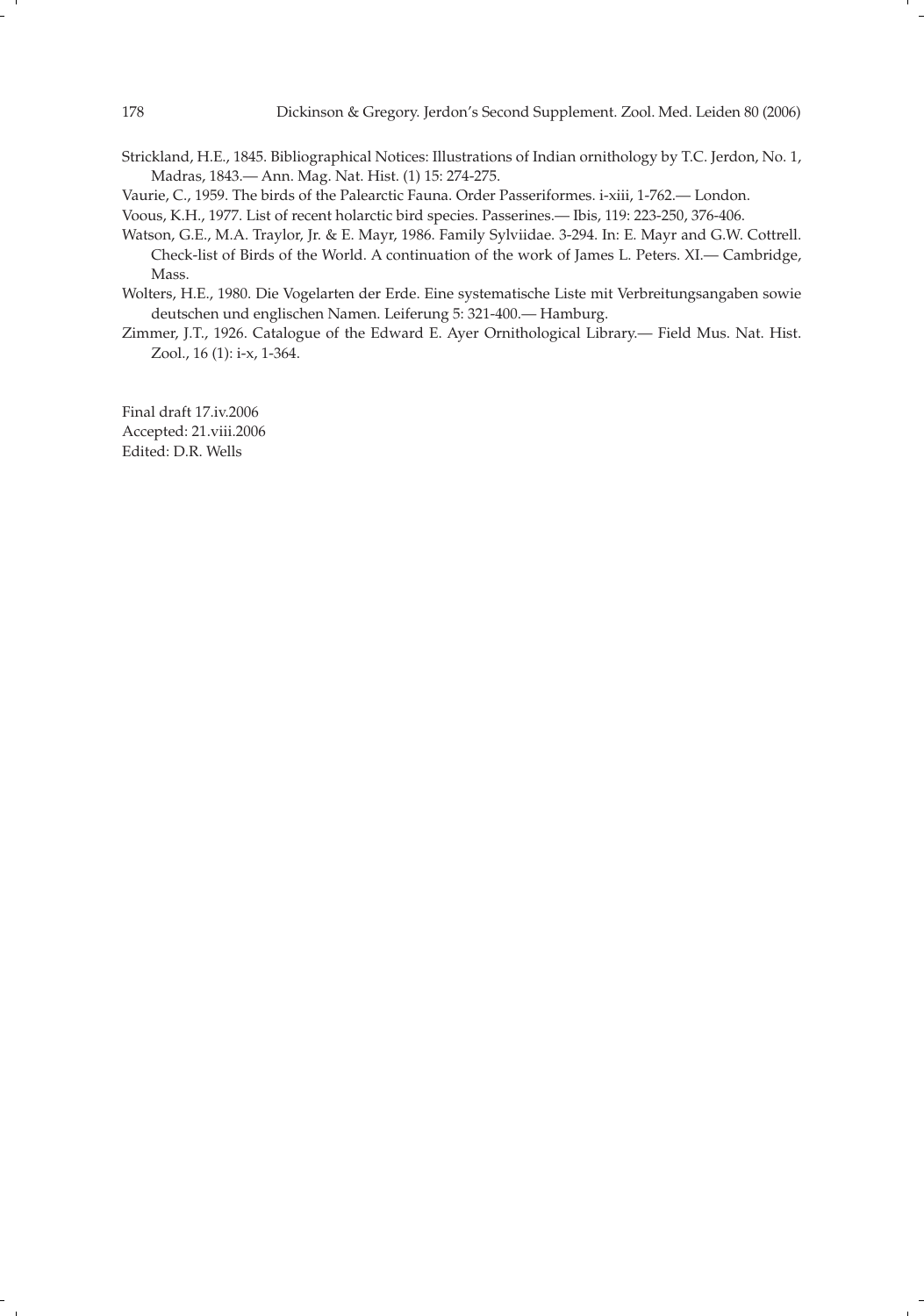Strickland, H.E., 1845. Bibliographical Notices: Illustrations of Indian ornithology by T.C. Jerdon, No. 1, Madras, 1843.— Ann. Mag. Nat. Hist. (1) 15: 274-275.

Vaurie, C., 1959. The birds of the Palearctic Fauna. Order Passeriformes. i-xiii, 1-762.— London.

Voous, K.H., 1977. List of recent holarctic bird species. Passerines.— Ibis, 119: 223-250, 376-406.

Watson, G.E., M.A. Traylor, Jr. & E. Mayr, 1986. Family Sylviidae. 3-294. In: E. Mayr and G.W. Cottrell. Check-list of Birds of the World. A continuation of the work of James L. Peters. XI.— Cambridge, Mass.

Wolters, H.E., 1980. Die Vogelarten der Erde. Eine systematische Liste mit Verbreitungsangaben sowie deutschen und englischen Namen. Leiferung 5: 321-400.— Hamburg.

Zimmer, J.T., 1926. Catalogue of the Edward E. Ayer Ornithological Library.— Field Mus. Nat. Hist. Zool., 16 (1): i-x, 1-364.

Final draft 17.iv.2006
Accepted: 21.viii.2006
Edited: D.R. Wells